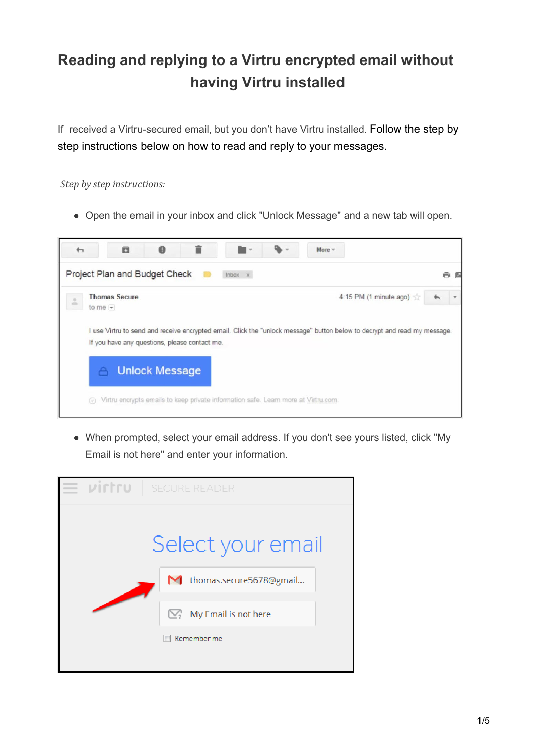# Reading and replying to a Virtru encrypted email without having Virtru installed

If  received a Virtru-secured email, but you don't have Virtru installed. Follow the step by step instructions below on how to read and reply to your messages.

*Step by step instructions:*

- Open the email in your inbox and click "Unlock Message" and a new tab will open.

- When prompted, select your email address. If you don't see yours listed, click "My Email is not here" and enter your information.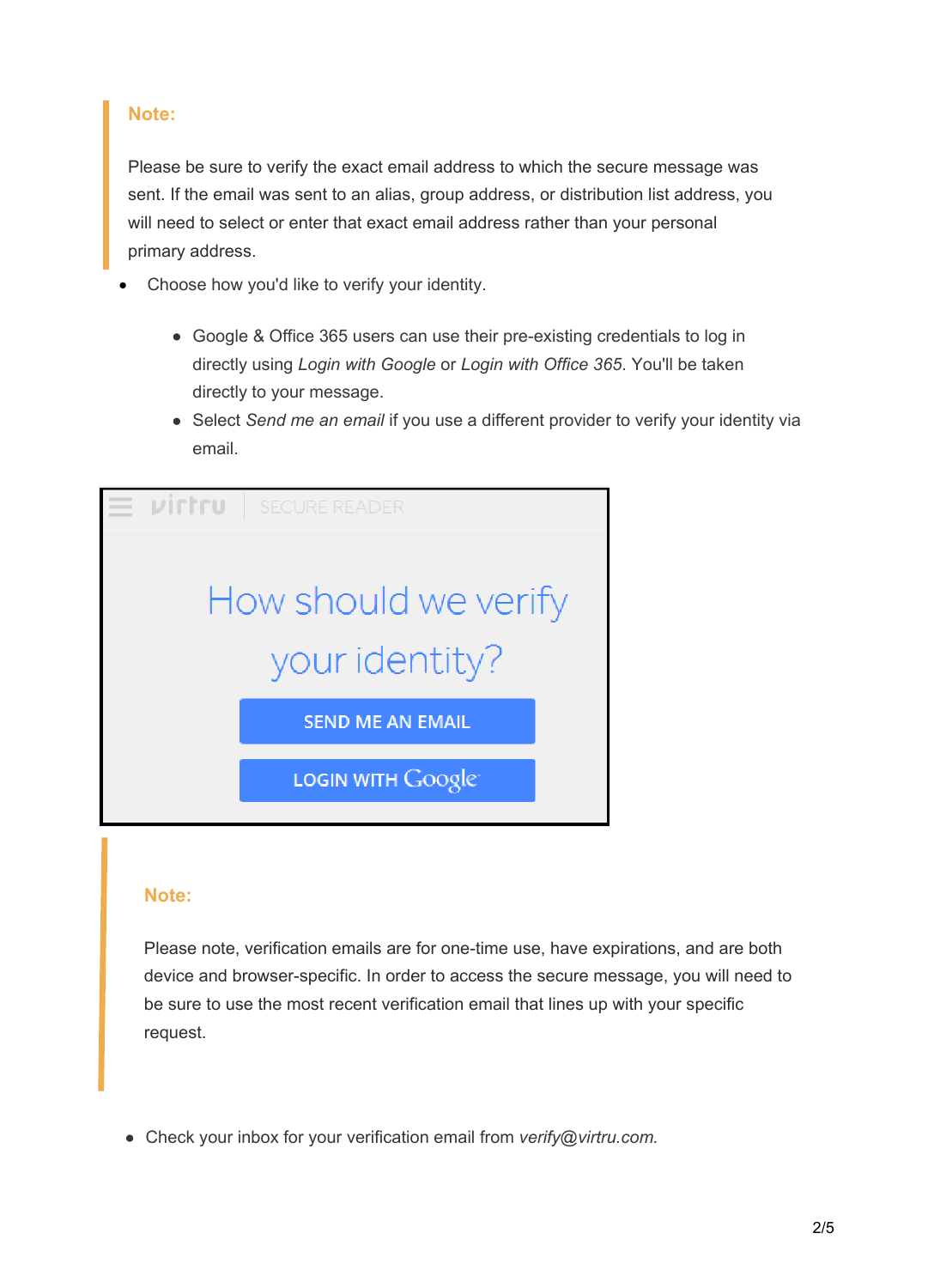**Note:**

Please be sure to verify the exact email address to which the secure message was sent. If the email was sent to an alias, group address, or distribution list address, you will need to select or enter that exact email address rather than your personal primary address.

- Choose how you'd like to verify your identity.
  - Google & Office 365 users can use their pre-existing credentials to log in directly using *Login with Google* or *Login with Office 365*. You'll be taken directly to your message.
  - Select *Send me an email* if you use a different provider to verify your identity via email.

virtru | SECURE READER

How should we verify your identity?

SEND ME AN EMAIL

LOGIN WITH Google

**Note:**

Please note, verification emails are for one-time use, have expirations, and are both device and browser-specific. In order to access the secure message, you will need to be sure to use the most recent verification email that lines up with your specific request.

- Check your inbox for your verification email from *verify@virtru.com.*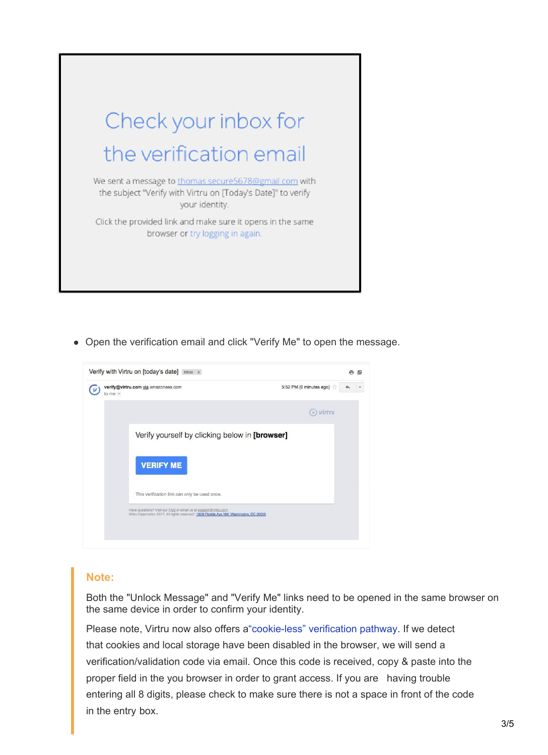Check your inbox for the verification email

We sent a message to thomas.secure5678@gmail.com with the subject "Verify with Virtru on [Today's Date]" to verify your identity.

Click the provided link and make sure it opens in the same browser or try logging in again.

- Open the verification email and click "Verify Me" to open the message.

Verify with Virtru on [today's date]

verify@virtru.com via amazonses.com

to me

5:52 PM (0 minutes ago)

virtru

Verify yourself by clicking below in **[browser]**

VERIFY ME

This verification link can only be used once.

Have questions? Visit our FAQ or email us at support@virtru.com.
Virtru Corporation 2017. All rights reserved | 1808 Florida Ave NW, Washington, DC 20009

**Note:**

Both the "Unlock Message" and "Verify Me" links need to be opened in the same browser on the same device in order to confirm your identity.

Please note, Virtru now also offers a“cookie-less” verification pathway. If we detect that cookies and local storage have been disabled in the browser, we will send a verification/validation code via email. Once this code is received, copy & paste into the proper field in the you browser in order to grant access. If you are having trouble entering all 8 digits, please check to make sure there is not a space in front of the code in the entry box.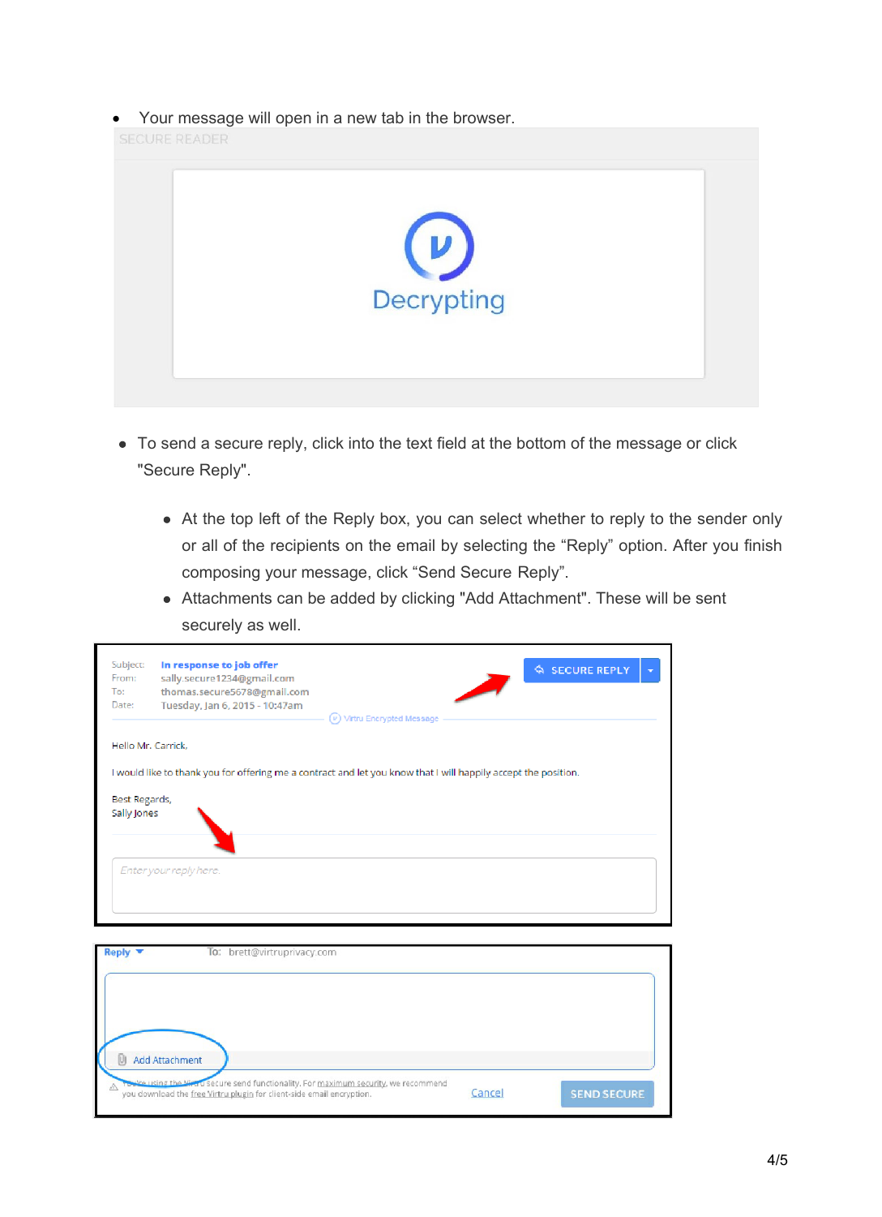- Your message will open in a new tab in the browser.

- To send a secure reply, click into the text field at the bottom of the message or click "Secure Reply".
  - At the top left of the Reply box, you can select whether to reply to the sender only or all of the recipients on the email by selecting the "Reply" option. After you finish composing your message, click "Send Secure Reply".
  - Attachments can be added by clicking "Add Attachment". These will be sent securely as well.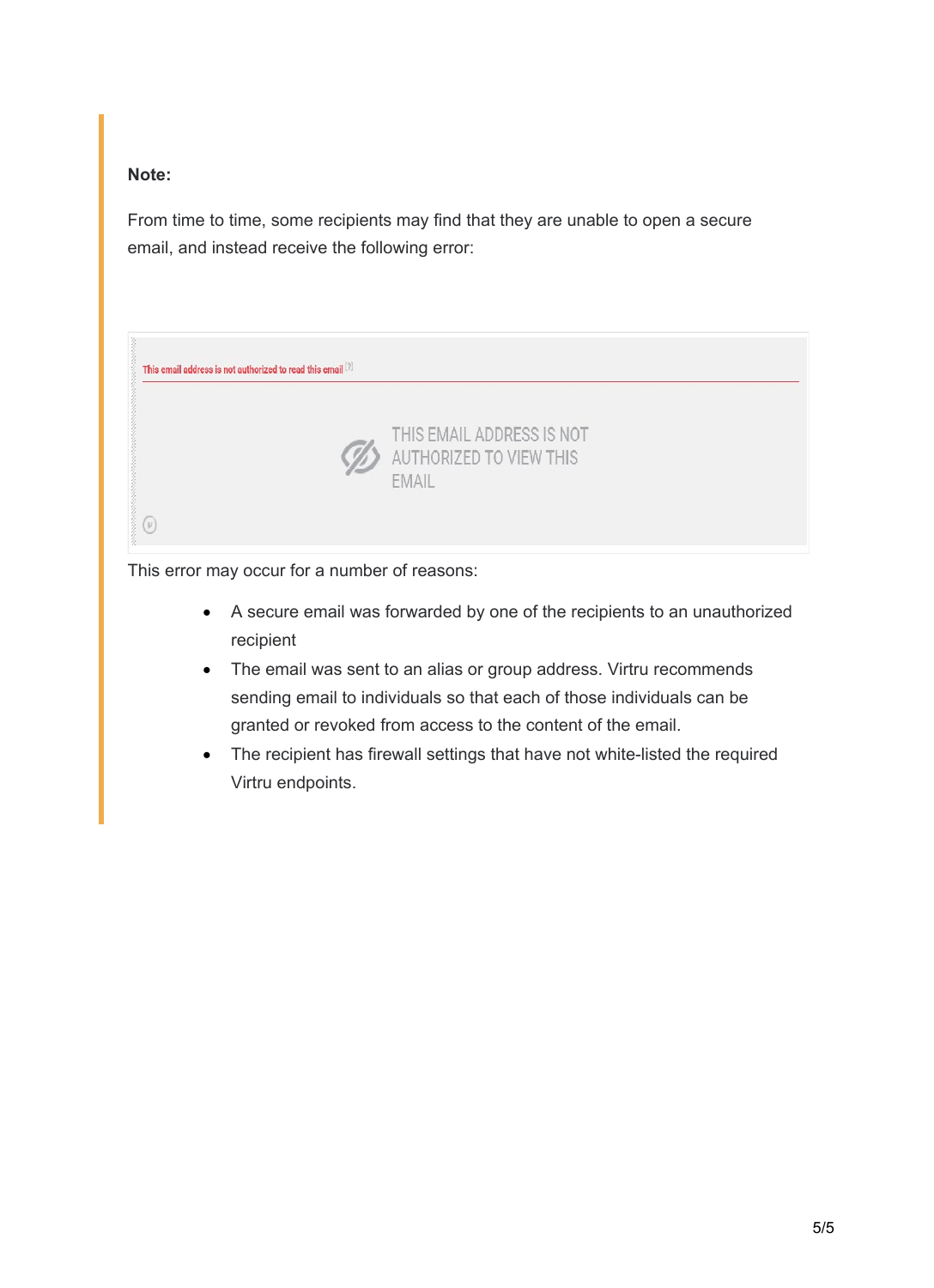**Note:**

From time to time, some recipients may find that they are unable to open a secure email, and instead receive the following error:

This email address is not authorized to read this email

THIS EMAIL ADDRESS IS NOT AUTHORIZED TO VIEW THIS EMAIL

This error may occur for a number of reasons:

- A secure email was forwarded by one of the recipients to an unauthorized recipient
- The email was sent to an alias or group address. Virtru recommends sending email to individuals so that each of those individuals can be granted or revoked from access to the content of the email.
- The recipient has firewall settings that have not white-listed the required Virtru endpoints.